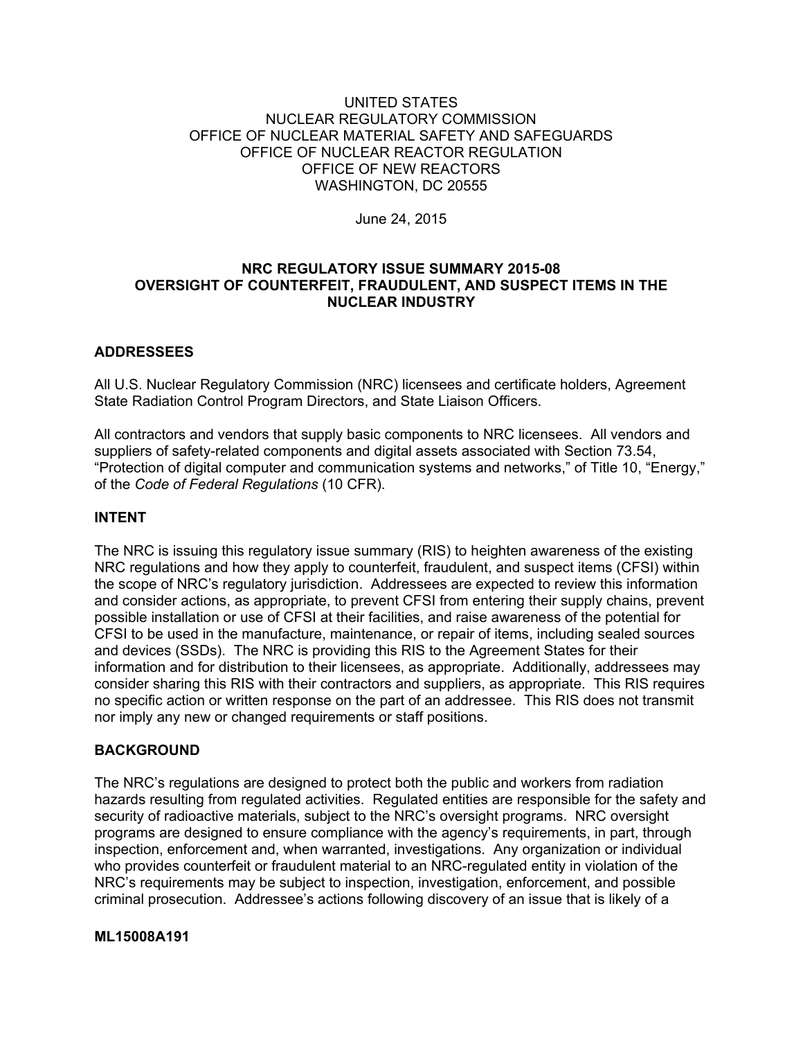UNITED STATES
NUCLEAR REGULATORY COMMISSION
OFFICE OF NUCLEAR MATERIAL SAFETY AND SAFEGUARDS
OFFICE OF NUCLEAR REACTOR REGULATION
OFFICE OF NEW REACTORS
WASHINGTON, DC 20555

June 24, 2015

# NRC REGULATORY ISSUE SUMMARY 2015-08
# OVERSIGHT OF COUNTERFEIT, FRAUDULENT, AND SUSPECT ITEMS IN THE NUCLEAR INDUSTRY

## ADDRESSEES

All U.S. Nuclear Regulatory Commission (NRC) licensees and certificate holders, Agreement State Radiation Control Program Directors, and State Liaison Officers.

All contractors and vendors that supply basic components to NRC licensees. All vendors and suppliers of safety-related components and digital assets associated with Section 73.54, "Protection of digital computer and communication systems and networks," of Title 10, "Energy," of the *Code of Federal Regulations* (10 CFR).

## INTENT

The NRC is issuing this regulatory issue summary (RIS) to heighten awareness of the existing NRC regulations and how they apply to counterfeit, fraudulent, and suspect items (CFSI) within the scope of NRC's regulatory jurisdiction. Addressees are expected to review this information and consider actions, as appropriate, to prevent CFSI from entering their supply chains, prevent possible installation or use of CFSI at their facilities, and raise awareness of the potential for CFSI to be used in the manufacture, maintenance, or repair of items, including sealed sources and devices (SSDs). The NRC is providing this RIS to the Agreement States for their information and for distribution to their licensees, as appropriate. Additionally, addressees may consider sharing this RIS with their contractors and suppliers, as appropriate. This RIS requires no specific action or written response on the part of an addressee. This RIS does not transmit nor imply any new or changed requirements or staff positions.

## BACKGROUND

The NRC's regulations are designed to protect both the public and workers from radiation hazards resulting from regulated activities. Regulated entities are responsible for the safety and security of radioactive materials, subject to the NRC's oversight programs. NRC oversight programs are designed to ensure compliance with the agency's requirements, in part, through inspection, enforcement and, when warranted, investigations. Any organization or individual who provides counterfeit or fraudulent material to an NRC-regulated entity in violation of the NRC's requirements may be subject to inspection, investigation, enforcement, and possible criminal prosecution. Addressee's actions following discovery of an issue that is likely of a

**ML15008A191**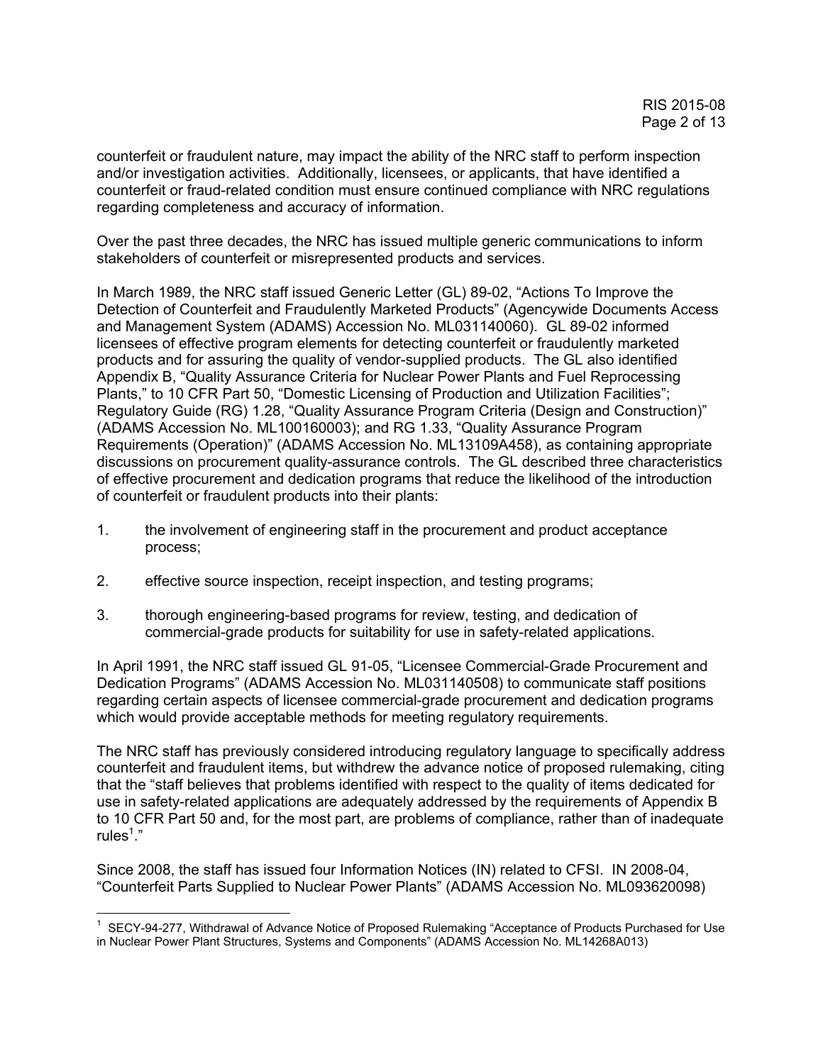counterfeit or fraudulent nature, may impact the ability of the NRC staff to perform inspection and/or investigation activities. Additionally, licensees, or applicants, that have identified a counterfeit or fraud-related condition must ensure continued compliance with NRC regulations regarding completeness and accuracy of information.

Over the past three decades, the NRC has issued multiple generic communications to inform stakeholders of counterfeit or misrepresented products and services.

In March 1989, the NRC staff issued Generic Letter (GL) 89-02, "Actions To Improve the Detection of Counterfeit and Fraudulently Marketed Products" (Agencywide Documents Access and Management System (ADAMS) Accession No. ML031140060). GL 89-02 informed licensees of effective program elements for detecting counterfeit or fraudulently marketed products and for assuring the quality of vendor-supplied products. The GL also identified Appendix B, "Quality Assurance Criteria for Nuclear Power Plants and Fuel Reprocessing Plants," to 10 CFR Part 50, "Domestic Licensing of Production and Utilization Facilities"; Regulatory Guide (RG) 1.28, "Quality Assurance Program Criteria (Design and Construction)" (ADAMS Accession No. ML100160003); and RG 1.33, "Quality Assurance Program Requirements (Operation)" (ADAMS Accession No. ML13109A458), as containing appropriate discussions on procurement quality-assurance controls. The GL described three characteristics of effective procurement and dedication programs that reduce the likelihood of the introduction of counterfeit or fraudulent products into their plants:

1. the involvement of engineering staff in the procurement and product acceptance process;
2. effective source inspection, receipt inspection, and testing programs;
3. thorough engineering-based programs for review, testing, and dedication of commercial-grade products for suitability for use in safety-related applications.

In April 1991, the NRC staff issued GL 91-05, "Licensee Commercial-Grade Procurement and Dedication Programs" (ADAMS Accession No. ML031140508) to communicate staff positions regarding certain aspects of licensee commercial-grade procurement and dedication programs which would provide acceptable methods for meeting regulatory requirements.

The NRC staff has previously considered introducing regulatory language to specifically address counterfeit and fraudulent items, but withdrew the advance notice of proposed rulemaking, citing that the "staff believes that problems identified with respect to the quality of items dedicated for use in safety-related applications are adequately addressed by the requirements of Appendix B to 10 CFR Part 50 and, for the most part, are problems of compliance, rather than of inadequate rules[1]."

Since 2008, the staff has issued four Information Notices (IN) related to CFSI. IN 2008-04, "Counterfeit Parts Supplied to Nuclear Power Plants" (ADAMS Accession No. ML093620098)

---

[1] SECY-94-277, Withdrawal of Advance Notice of Proposed Rulemaking "Acceptance of Products Purchased for Use in Nuclear Power Plant Structures, Systems and Components" (ADAMS Accession No. ML14268A013)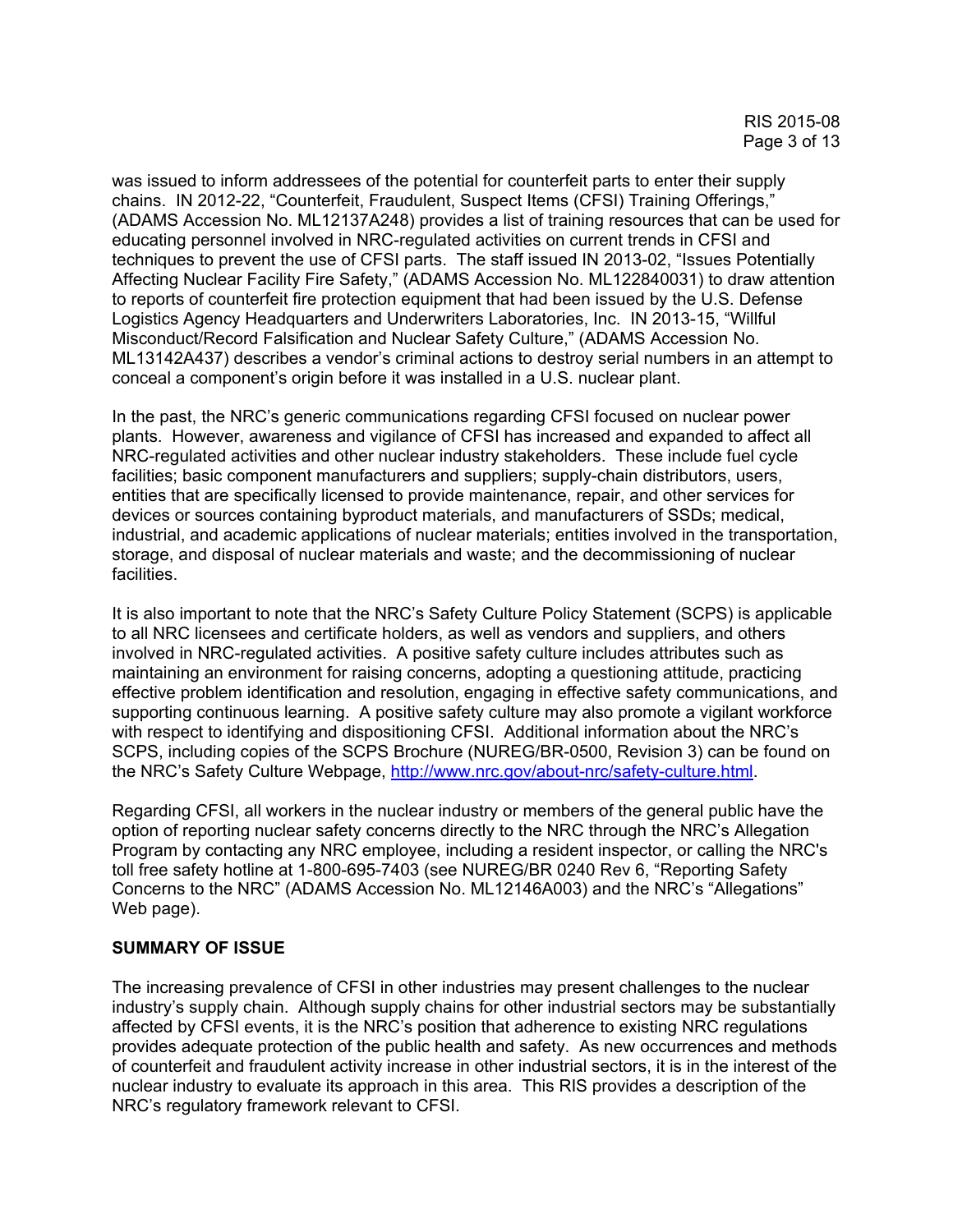was issued to inform addressees of the potential for counterfeit parts to enter their supply chains. IN 2012-22, "Counterfeit, Fraudulent, Suspect Items (CFSI) Training Offerings," (ADAMS Accession No. ML12137A248) provides a list of training resources that can be used for educating personnel involved in NRC-regulated activities on current trends in CFSI and techniques to prevent the use of CFSI parts. The staff issued IN 2013-02, "Issues Potentially Affecting Nuclear Facility Fire Safety," (ADAMS Accession No. ML122840031) to draw attention to reports of counterfeit fire protection equipment that had been issued by the U.S. Defense Logistics Agency Headquarters and Underwriters Laboratories, Inc. IN 2013-15, "Willful Misconduct/Record Falsification and Nuclear Safety Culture," (ADAMS Accession No. ML13142A437) describes a vendor's criminal actions to destroy serial numbers in an attempt to conceal a component's origin before it was installed in a U.S. nuclear plant.

In the past, the NRC's generic communications regarding CFSI focused on nuclear power plants. However, awareness and vigilance of CFSI has increased and expanded to affect all NRC-regulated activities and other nuclear industry stakeholders. These include fuel cycle facilities; basic component manufacturers and suppliers; supply-chain distributors, users, entities that are specifically licensed to provide maintenance, repair, and other services for devices or sources containing byproduct materials, and manufacturers of SSDs; medical, industrial, and academic applications of nuclear materials; entities involved in the transportation, storage, and disposal of nuclear materials and waste; and the decommissioning of nuclear facilities.

It is also important to note that the NRC's Safety Culture Policy Statement (SCPS) is applicable to all NRC licensees and certificate holders, as well as vendors and suppliers, and others involved in NRC-regulated activities. A positive safety culture includes attributes such as maintaining an environment for raising concerns, adopting a questioning attitude, practicing effective problem identification and resolution, engaging in effective safety communications, and supporting continuous learning. A positive safety culture may also promote a vigilant workforce with respect to identifying and dispositioning CFSI. Additional information about the NRC's SCPS, including copies of the SCPS Brochure (NUREG/BR-0500, Revision 3) can be found on the NRC's Safety Culture Webpage, http://www.nrc.gov/about-nrc/safety-culture.html.

Regarding CFSI, all workers in the nuclear industry or members of the general public have the option of reporting nuclear safety concerns directly to the NRC through the NRC's Allegation Program by contacting any NRC employee, including a resident inspector, or calling the NRC's toll free safety hotline at 1-800-695-7403 (see NUREG/BR 0240 Rev 6, "Reporting Safety Concerns to the NRC" (ADAMS Accession No. ML12146A003) and the NRC's "Allegations" Web page).

**SUMMARY OF ISSUE**

The increasing prevalence of CFSI in other industries may present challenges to the nuclear industry's supply chain. Although supply chains for other industrial sectors may be substantially affected by CFSI events, it is the NRC's position that adherence to existing NRC regulations provides adequate protection of the public health and safety. As new occurrences and methods of counterfeit and fraudulent activity increase in other industrial sectors, it is in the interest of the nuclear industry to evaluate its approach in this area. This RIS provides a description of the NRC's regulatory framework relevant to CFSI.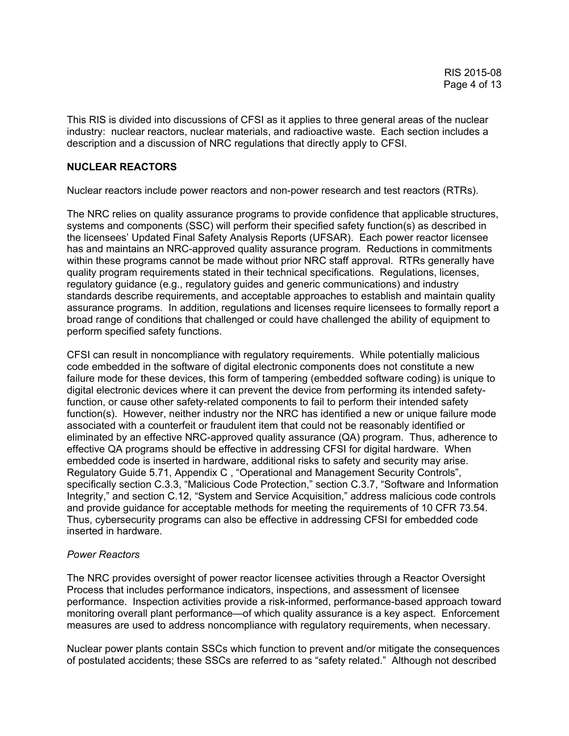This RIS is divided into discussions of CFSI as it applies to three general areas of the nuclear industry: nuclear reactors, nuclear materials, and radioactive waste. Each section includes a description and a discussion of NRC regulations that directly apply to CFSI.

**NUCLEAR REACTORS**

Nuclear reactors include power reactors and non-power research and test reactors (RTRs).

The NRC relies on quality assurance programs to provide confidence that applicable structures, systems and components (SSC) will perform their specified safety function(s) as described in the licensees' Updated Final Safety Analysis Reports (UFSAR). Each power reactor licensee has and maintains an NRC-approved quality assurance program. Reductions in commitments within these programs cannot be made without prior NRC staff approval. RTRs generally have quality program requirements stated in their technical specifications. Regulations, licenses, regulatory guidance (e.g., regulatory guides and generic communications) and industry standards describe requirements, and acceptable approaches to establish and maintain quality assurance programs. In addition, regulations and licenses require licensees to formally report a broad range of conditions that challenged or could have challenged the ability of equipment to perform specified safety functions.

CFSI can result in noncompliance with regulatory requirements. While potentially malicious code embedded in the software of digital electronic components does not constitute a new failure mode for these devices, this form of tampering (embedded software coding) is unique to digital electronic devices where it can prevent the device from performing its intended safety-function, or cause other safety-related components to fail to perform their intended safety function(s). However, neither industry nor the NRC has identified a new or unique failure mode associated with a counterfeit or fraudulent item that could not be reasonably identified or eliminated by an effective NRC-approved quality assurance (QA) program. Thus, adherence to effective QA programs should be effective in addressing CFSI for digital hardware. When embedded code is inserted in hardware, additional risks to safety and security may arise. Regulatory Guide 5.71, Appendix C , "Operational and Management Security Controls", specifically section C.3.3, "Malicious Code Protection," section C.3.7, "Software and Information Integrity," and section C.12, "System and Service Acquisition," address malicious code controls and provide guidance for acceptable methods for meeting the requirements of 10 CFR 73.54. Thus, cybersecurity programs can also be effective in addressing CFSI for embedded code inserted in hardware.

*Power Reactors*

The NRC provides oversight of power reactor licensee activities through a Reactor Oversight Process that includes performance indicators, inspections, and assessment of licensee performance. Inspection activities provide a risk-informed, performance-based approach toward monitoring overall plant performance—of which quality assurance is a key aspect. Enforcement measures are used to address noncompliance with regulatory requirements, when necessary.

Nuclear power plants contain SSCs which function to prevent and/or mitigate the consequences of postulated accidents; these SSCs are referred to as "safety related." Although not described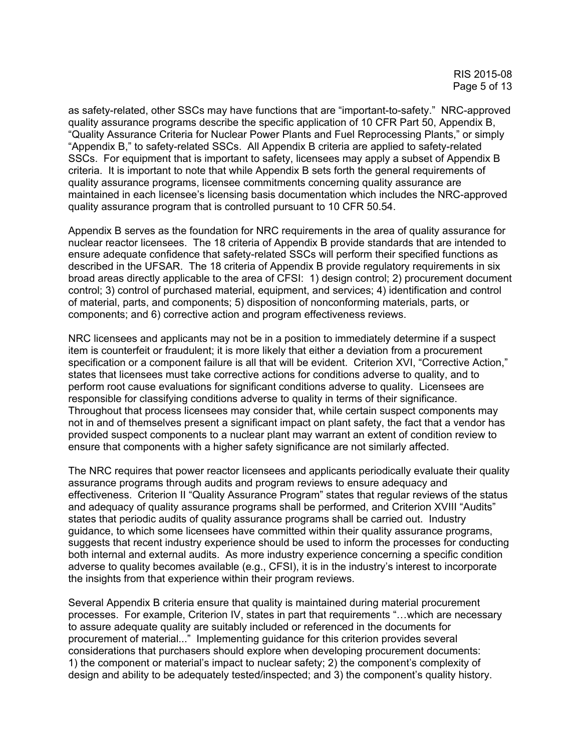as safety-related, other SSCs may have functions that are "important-to-safety." NRC-approved quality assurance programs describe the specific application of 10 CFR Part 50, Appendix B, "Quality Assurance Criteria for Nuclear Power Plants and Fuel Reprocessing Plants," or simply "Appendix B," to safety-related SSCs. All Appendix B criteria are applied to safety-related SSCs. For equipment that is important to safety, licensees may apply a subset of Appendix B criteria. It is important to note that while Appendix B sets forth the general requirements of quality assurance programs, licensee commitments concerning quality assurance are maintained in each licensee's licensing basis documentation which includes the NRC-approved quality assurance program that is controlled pursuant to 10 CFR 50.54.

Appendix B serves as the foundation for NRC requirements in the area of quality assurance for nuclear reactor licensees. The 18 criteria of Appendix B provide standards that are intended to ensure adequate confidence that safety-related SSCs will perform their specified functions as described in the UFSAR. The 18 criteria of Appendix B provide regulatory requirements in six broad areas directly applicable to the area of CFSI: 1) design control; 2) procurement document control; 3) control of purchased material, equipment, and services; 4) identification and control of material, parts, and components; 5) disposition of nonconforming materials, parts, or components; and 6) corrective action and program effectiveness reviews.

NRC licensees and applicants may not be in a position to immediately determine if a suspect item is counterfeit or fraudulent; it is more likely that either a deviation from a procurement specification or a component failure is all that will be evident. Criterion XVI, "Corrective Action," states that licensees must take corrective actions for conditions adverse to quality, and to perform root cause evaluations for significant conditions adverse to quality. Licensees are responsible for classifying conditions adverse to quality in terms of their significance. Throughout that process licensees may consider that, while certain suspect components may not in and of themselves present a significant impact on plant safety, the fact that a vendor has provided suspect components to a nuclear plant may warrant an extent of condition review to ensure that components with a higher safety significance are not similarly affected.

The NRC requires that power reactor licensees and applicants periodically evaluate their quality assurance programs through audits and program reviews to ensure adequacy and effectiveness. Criterion II "Quality Assurance Program" states that regular reviews of the status and adequacy of quality assurance programs shall be performed, and Criterion XVIII "Audits" states that periodic audits of quality assurance programs shall be carried out. Industry guidance, to which some licensees have committed within their quality assurance programs, suggests that recent industry experience should be used to inform the processes for conducting both internal and external audits. As more industry experience concerning a specific condition adverse to quality becomes available (e.g., CFSI), it is in the industry's interest to incorporate the insights from that experience within their program reviews.

Several Appendix B criteria ensure that quality is maintained during material procurement processes. For example, Criterion IV, states in part that requirements "…which are necessary to assure adequate quality are suitably included or referenced in the documents for procurement of material..." Implementing guidance for this criterion provides several considerations that purchasers should explore when developing procurement documents: 1) the component or material's impact to nuclear safety; 2) the component's complexity of design and ability to be adequately tested/inspected; and 3) the component's quality history.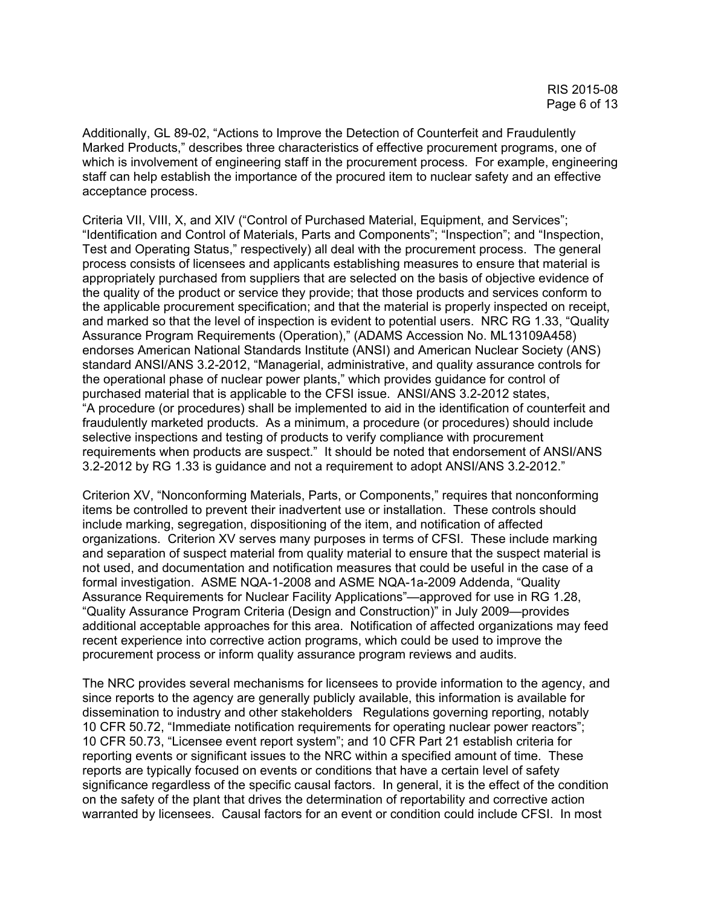Additionally, GL 89-02, "Actions to Improve the Detection of Counterfeit and Fraudulently Marked Products," describes three characteristics of effective procurement programs, one of which is involvement of engineering staff in the procurement process. For example, engineering staff can help establish the importance of the procured item to nuclear safety and an effective acceptance process.

Criteria VII, VIII, X, and XIV ("Control of Purchased Material, Equipment, and Services"; "Identification and Control of Materials, Parts and Components"; "Inspection"; and "Inspection, Test and Operating Status," respectively) all deal with the procurement process. The general process consists of licensees and applicants establishing measures to ensure that material is appropriately purchased from suppliers that are selected on the basis of objective evidence of the quality of the product or service they provide; that those products and services conform to the applicable procurement specification; and that the material is properly inspected on receipt, and marked so that the level of inspection is evident to potential users. NRC RG 1.33, "Quality Assurance Program Requirements (Operation)," (ADAMS Accession No. ML13109A458) endorses American National Standards Institute (ANSI) and American Nuclear Society (ANS) standard ANSI/ANS 3.2-2012, "Managerial, administrative, and quality assurance controls for the operational phase of nuclear power plants," which provides guidance for control of purchased material that is applicable to the CFSI issue. ANSI/ANS 3.2-2012 states, "A procedure (or procedures) shall be implemented to aid in the identification of counterfeit and fraudulently marketed products. As a minimum, a procedure (or procedures) should include selective inspections and testing of products to verify compliance with procurement requirements when products are suspect." It should be noted that endorsement of ANSI/ANS 3.2-2012 by RG 1.33 is guidance and not a requirement to adopt ANSI/ANS 3.2-2012."

Criterion XV, "Nonconforming Materials, Parts, or Components," requires that nonconforming items be controlled to prevent their inadvertent use or installation. These controls should include marking, segregation, dispositioning of the item, and notification of affected organizations. Criterion XV serves many purposes in terms of CFSI. These include marking and separation of suspect material from quality material to ensure that the suspect material is not used, and documentation and notification measures that could be useful in the case of a formal investigation. ASME NQA-1-2008 and ASME NQA-1a-2009 Addenda, "Quality Assurance Requirements for Nuclear Facility Applications"—approved for use in RG 1.28, "Quality Assurance Program Criteria (Design and Construction)" in July 2009—provides additional acceptable approaches for this area. Notification of affected organizations may feed recent experience into corrective action programs, which could be used to improve the procurement process or inform quality assurance program reviews and audits.

The NRC provides several mechanisms for licensees to provide information to the agency, and since reports to the agency are generally publicly available, this information is available for dissemination to industry and other stakeholders Regulations governing reporting, notably 10 CFR 50.72, "Immediate notification requirements for operating nuclear power reactors"; 10 CFR 50.73, "Licensee event report system"; and 10 CFR Part 21 establish criteria for reporting events or significant issues to the NRC within a specified amount of time. These reports are typically focused on events or conditions that have a certain level of safety significance regardless of the specific causal factors. In general, it is the effect of the condition on the safety of the plant that drives the determination of reportability and corrective action warranted by licensees. Causal factors for an event or condition could include CFSI. In most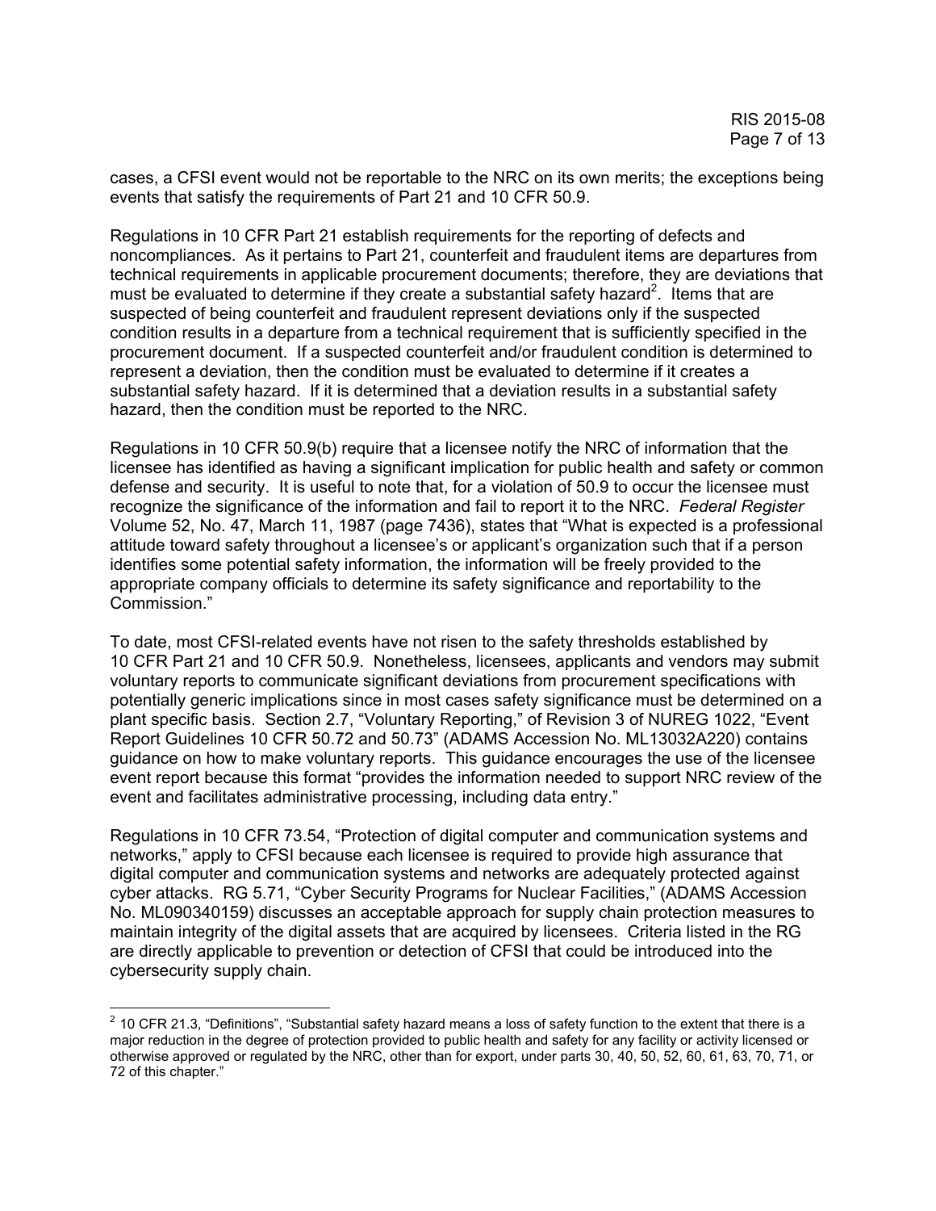cases, a CFSI event would not be reportable to the NRC on its own merits; the exceptions being events that satisfy the requirements of Part 21 and 10 CFR 50.9.

Regulations in 10 CFR Part 21 establish requirements for the reporting of defects and noncompliances. As it pertains to Part 21, counterfeit and fraudulent items are departures from technical requirements in applicable procurement documents; therefore, they are deviations that must be evaluated to determine if they create a substantial safety hazard[2]. Items that are suspected of being counterfeit and fraudulent represent deviations only if the suspected condition results in a departure from a technical requirement that is sufficiently specified in the procurement document. If a suspected counterfeit and/or fraudulent condition is determined to represent a deviation, then the condition must be evaluated to determine if it creates a substantial safety hazard. If it is determined that a deviation results in a substantial safety hazard, then the condition must be reported to the NRC.

Regulations in 10 CFR 50.9(b) require that a licensee notify the NRC of information that the licensee has identified as having a significant implication for public health and safety or common defense and security. It is useful to note that, for a violation of 50.9 to occur the licensee must recognize the significance of the information and fail to report it to the NRC. *Federal Register* Volume 52, No. 47, March 11, 1987 (page 7436), states that "What is expected is a professional attitude toward safety throughout a licensee's or applicant's organization such that if a person identifies some potential safety information, the information will be freely provided to the appropriate company officials to determine its safety significance and reportability to the Commission."

To date, most CFSI-related events have not risen to the safety thresholds established by 10 CFR Part 21 and 10 CFR 50.9. Nonetheless, licensees, applicants and vendors may submit voluntary reports to communicate significant deviations from procurement specifications with potentially generic implications since in most cases safety significance must be determined on a plant specific basis. Section 2.7, "Voluntary Reporting," of Revision 3 of NUREG 1022, "Event Report Guidelines 10 CFR 50.72 and 50.73" (ADAMS Accession No. ML13032A220) contains guidance on how to make voluntary reports. This guidance encourages the use of the licensee event report because this format "provides the information needed to support NRC review of the event and facilitates administrative processing, including data entry."

Regulations in 10 CFR 73.54, "Protection of digital computer and communication systems and networks," apply to CFSI because each licensee is required to provide high assurance that digital computer and communication systems and networks are adequately protected against cyber attacks. RG 5.71, "Cyber Security Programs for Nuclear Facilities," (ADAMS Accession No. ML090340159) discusses an acceptable approach for supply chain protection measures to maintain integrity of the digital assets that are acquired by licensees. Criteria listed in the RG are directly applicable to prevention or detection of CFSI that could be introduced into the cybersecurity supply chain.

---

[2] 10 CFR 21.3, "Definitions", "Substantial safety hazard means a loss of safety function to the extent that there is a major reduction in the degree of protection provided to public health and safety for any facility or activity licensed or otherwise approved or regulated by the NRC, other than for export, under parts 30, 40, 50, 52, 60, 61, 63, 70, 71, or 72 of this chapter."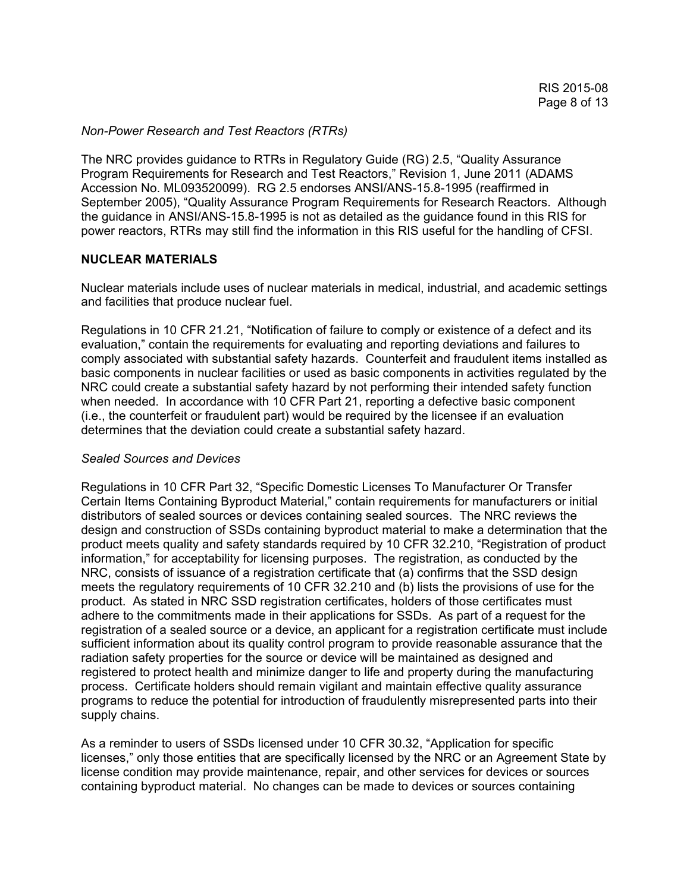*Non-Power Research and Test Reactors (RTRs)*

The NRC provides guidance to RTRs in Regulatory Guide (RG) 2.5, "Quality Assurance Program Requirements for Research and Test Reactors," Revision 1, June 2011 (ADAMS Accession No. ML093520099). RG 2.5 endorses ANSI/ANS-15.8-1995 (reaffirmed in September 2005), "Quality Assurance Program Requirements for Research Reactors. Although the guidance in ANSI/ANS-15.8-1995 is not as detailed as the guidance found in this RIS for power reactors, RTRs may still find the information in this RIS useful for the handling of CFSI.

**NUCLEAR MATERIALS**

Nuclear materials include uses of nuclear materials in medical, industrial, and academic settings and facilities that produce nuclear fuel.

Regulations in 10 CFR 21.21, "Notification of failure to comply or existence of a defect and its evaluation," contain the requirements for evaluating and reporting deviations and failures to comply associated with substantial safety hazards. Counterfeit and fraudulent items installed as basic components in nuclear facilities or used as basic components in activities regulated by the NRC could create a substantial safety hazard by not performing their intended safety function when needed. In accordance with 10 CFR Part 21, reporting a defective basic component (i.e., the counterfeit or fraudulent part) would be required by the licensee if an evaluation determines that the deviation could create a substantial safety hazard.

*Sealed Sources and Devices*

Regulations in 10 CFR Part 32, "Specific Domestic Licenses To Manufacturer Or Transfer Certain Items Containing Byproduct Material," contain requirements for manufacturers or initial distributors of sealed sources or devices containing sealed sources. The NRC reviews the design and construction of SSDs containing byproduct material to make a determination that the product meets quality and safety standards required by 10 CFR 32.210, "Registration of product information," for acceptability for licensing purposes. The registration, as conducted by the NRC, consists of issuance of a registration certificate that (a) confirms that the SSD design meets the regulatory requirements of 10 CFR 32.210 and (b) lists the provisions of use for the product. As stated in NRC SSD registration certificates, holders of those certificates must adhere to the commitments made in their applications for SSDs. As part of a request for the registration of a sealed source or a device, an applicant for a registration certificate must include sufficient information about its quality control program to provide reasonable assurance that the radiation safety properties for the source or device will be maintained as designed and registered to protect health and minimize danger to life and property during the manufacturing process. Certificate holders should remain vigilant and maintain effective quality assurance programs to reduce the potential for introduction of fraudulently misrepresented parts into their supply chains.

As a reminder to users of SSDs licensed under 10 CFR 30.32, "Application for specific licenses," only those entities that are specifically licensed by the NRC or an Agreement State by license condition may provide maintenance, repair, and other services for devices or sources containing byproduct material. No changes can be made to devices or sources containing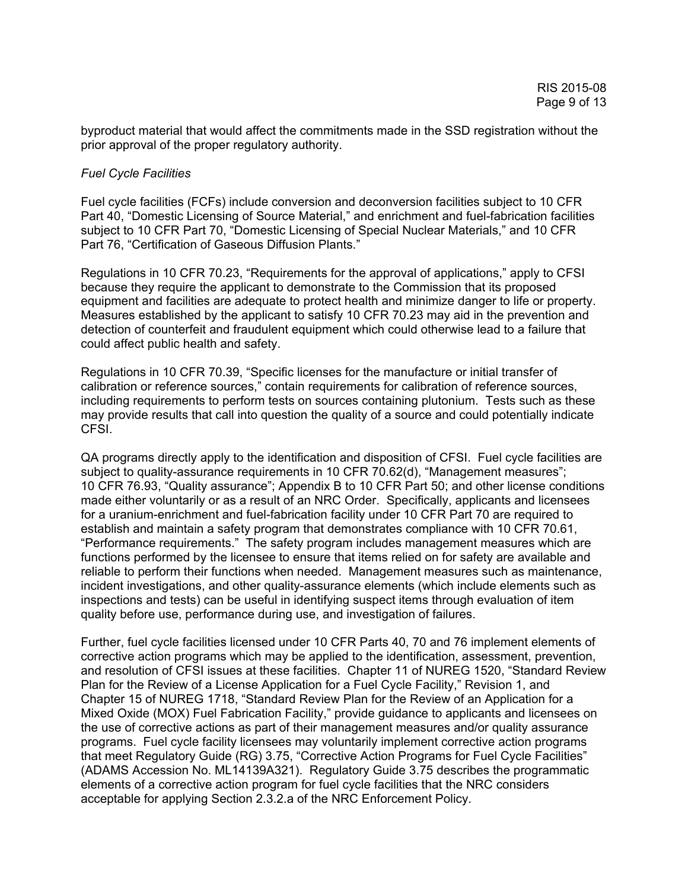byproduct material that would affect the commitments made in the SSD registration without the prior approval of the proper regulatory authority.

*Fuel Cycle Facilities*

Fuel cycle facilities (FCFs) include conversion and deconversion facilities subject to 10 CFR Part 40, "Domestic Licensing of Source Material," and enrichment and fuel-fabrication facilities subject to 10 CFR Part 70, "Domestic Licensing of Special Nuclear Materials," and 10 CFR Part 76, "Certification of Gaseous Diffusion Plants."

Regulations in 10 CFR 70.23, "Requirements for the approval of applications," apply to CFSI because they require the applicant to demonstrate to the Commission that its proposed equipment and facilities are adequate to protect health and minimize danger to life or property. Measures established by the applicant to satisfy 10 CFR 70.23 may aid in the prevention and detection of counterfeit and fraudulent equipment which could otherwise lead to a failure that could affect public health and safety.

Regulations in 10 CFR 70.39, "Specific licenses for the manufacture or initial transfer of calibration or reference sources," contain requirements for calibration of reference sources, including requirements to perform tests on sources containing plutonium. Tests such as these may provide results that call into question the quality of a source and could potentially indicate CFSI.

QA programs directly apply to the identification and disposition of CFSI. Fuel cycle facilities are subject to quality-assurance requirements in 10 CFR 70.62(d), "Management measures"; 10 CFR 76.93, "Quality assurance"; Appendix B to 10 CFR Part 50; and other license conditions made either voluntarily or as a result of an NRC Order. Specifically, applicants and licensees for a uranium-enrichment and fuel-fabrication facility under 10 CFR Part 70 are required to establish and maintain a safety program that demonstrates compliance with 10 CFR 70.61, "Performance requirements." The safety program includes management measures which are functions performed by the licensee to ensure that items relied on for safety are available and reliable to perform their functions when needed. Management measures such as maintenance, incident investigations, and other quality-assurance elements (which include elements such as inspections and tests) can be useful in identifying suspect items through evaluation of item quality before use, performance during use, and investigation of failures.

Further, fuel cycle facilities licensed under 10 CFR Parts 40, 70 and 76 implement elements of corrective action programs which may be applied to the identification, assessment, prevention, and resolution of CFSI issues at these facilities. Chapter 11 of NUREG 1520, "Standard Review Plan for the Review of a License Application for a Fuel Cycle Facility," Revision 1, and Chapter 15 of NUREG 1718, "Standard Review Plan for the Review of an Application for a Mixed Oxide (MOX) Fuel Fabrication Facility," provide guidance to applicants and licensees on the use of corrective actions as part of their management measures and/or quality assurance programs. Fuel cycle facility licensees may voluntarily implement corrective action programs that meet Regulatory Guide (RG) 3.75, "Corrective Action Programs for Fuel Cycle Facilities" (ADAMS Accession No. ML14139A321). Regulatory Guide 3.75 describes the programmatic elements of a corrective action program for fuel cycle facilities that the NRC considers acceptable for applying Section 2.3.2.a of the NRC Enforcement Policy.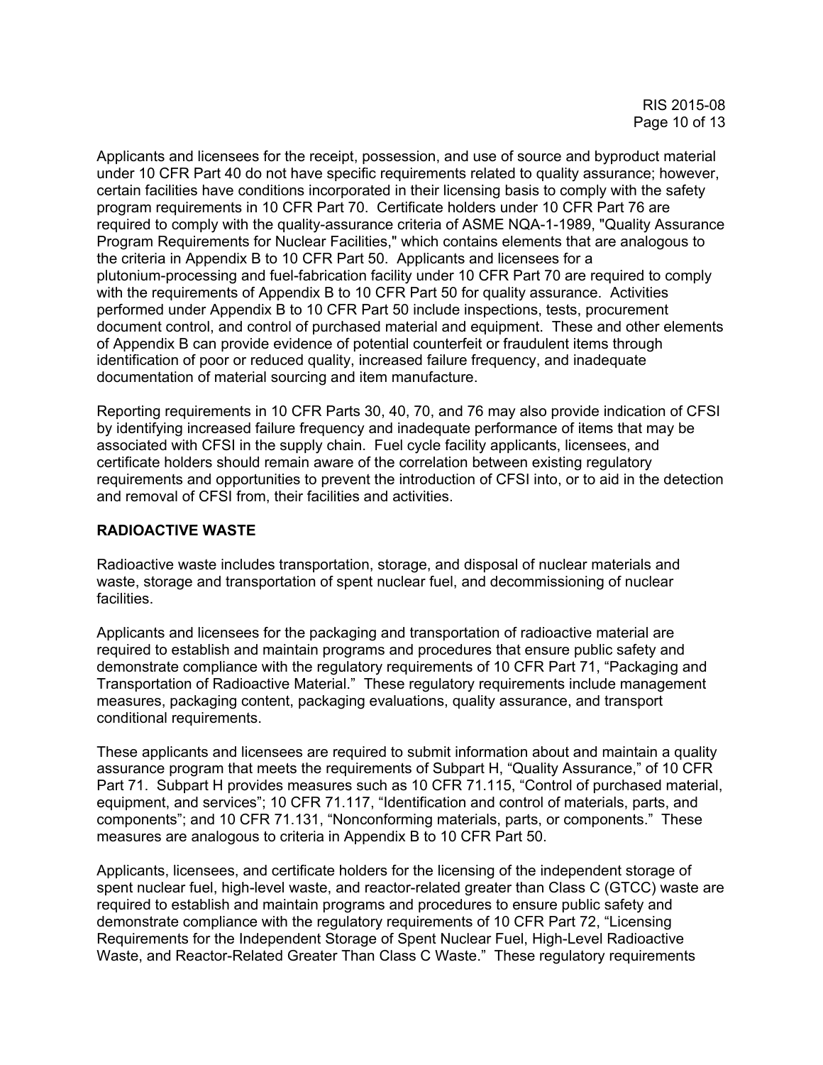Applicants and licensees for the receipt, possession, and use of source and byproduct material under 10 CFR Part 40 do not have specific requirements related to quality assurance; however, certain facilities have conditions incorporated in their licensing basis to comply with the safety program requirements in 10 CFR Part 70. Certificate holders under 10 CFR Part 76 are required to comply with the quality-assurance criteria of ASME NQA-1-1989, "Quality Assurance Program Requirements for Nuclear Facilities," which contains elements that are analogous to the criteria in Appendix B to 10 CFR Part 50. Applicants and licensees for a plutonium-processing and fuel-fabrication facility under 10 CFR Part 70 are required to comply with the requirements of Appendix B to 10 CFR Part 50 for quality assurance. Activities performed under Appendix B to 10 CFR Part 50 include inspections, tests, procurement document control, and control of purchased material and equipment. These and other elements of Appendix B can provide evidence of potential counterfeit or fraudulent items through identification of poor or reduced quality, increased failure frequency, and inadequate documentation of material sourcing and item manufacture.

Reporting requirements in 10 CFR Parts 30, 40, 70, and 76 may also provide indication of CFSI by identifying increased failure frequency and inadequate performance of items that may be associated with CFSI in the supply chain. Fuel cycle facility applicants, licensees, and certificate holders should remain aware of the correlation between existing regulatory requirements and opportunities to prevent the introduction of CFSI into, or to aid in the detection and removal of CFSI from, their facilities and activities.

**RADIOACTIVE WASTE**

Radioactive waste includes transportation, storage, and disposal of nuclear materials and waste, storage and transportation of spent nuclear fuel, and decommissioning of nuclear facilities.

Applicants and licensees for the packaging and transportation of radioactive material are required to establish and maintain programs and procedures that ensure public safety and demonstrate compliance with the regulatory requirements of 10 CFR Part 71, "Packaging and Transportation of Radioactive Material." These regulatory requirements include management measures, packaging content, packaging evaluations, quality assurance, and transport conditional requirements.

These applicants and licensees are required to submit information about and maintain a quality assurance program that meets the requirements of Subpart H, "Quality Assurance," of 10 CFR Part 71. Subpart H provides measures such as 10 CFR 71.115, "Control of purchased material, equipment, and services"; 10 CFR 71.117, "Identification and control of materials, parts, and components"; and 10 CFR 71.131, "Nonconforming materials, parts, or components." These measures are analogous to criteria in Appendix B to 10 CFR Part 50.

Applicants, licensees, and certificate holders for the licensing of the independent storage of spent nuclear fuel, high-level waste, and reactor-related greater than Class C (GTCC) waste are required to establish and maintain programs and procedures to ensure public safety and demonstrate compliance with the regulatory requirements of 10 CFR Part 72, "Licensing Requirements for the Independent Storage of Spent Nuclear Fuel, High-Level Radioactive Waste, and Reactor-Related Greater Than Class C Waste." These regulatory requirements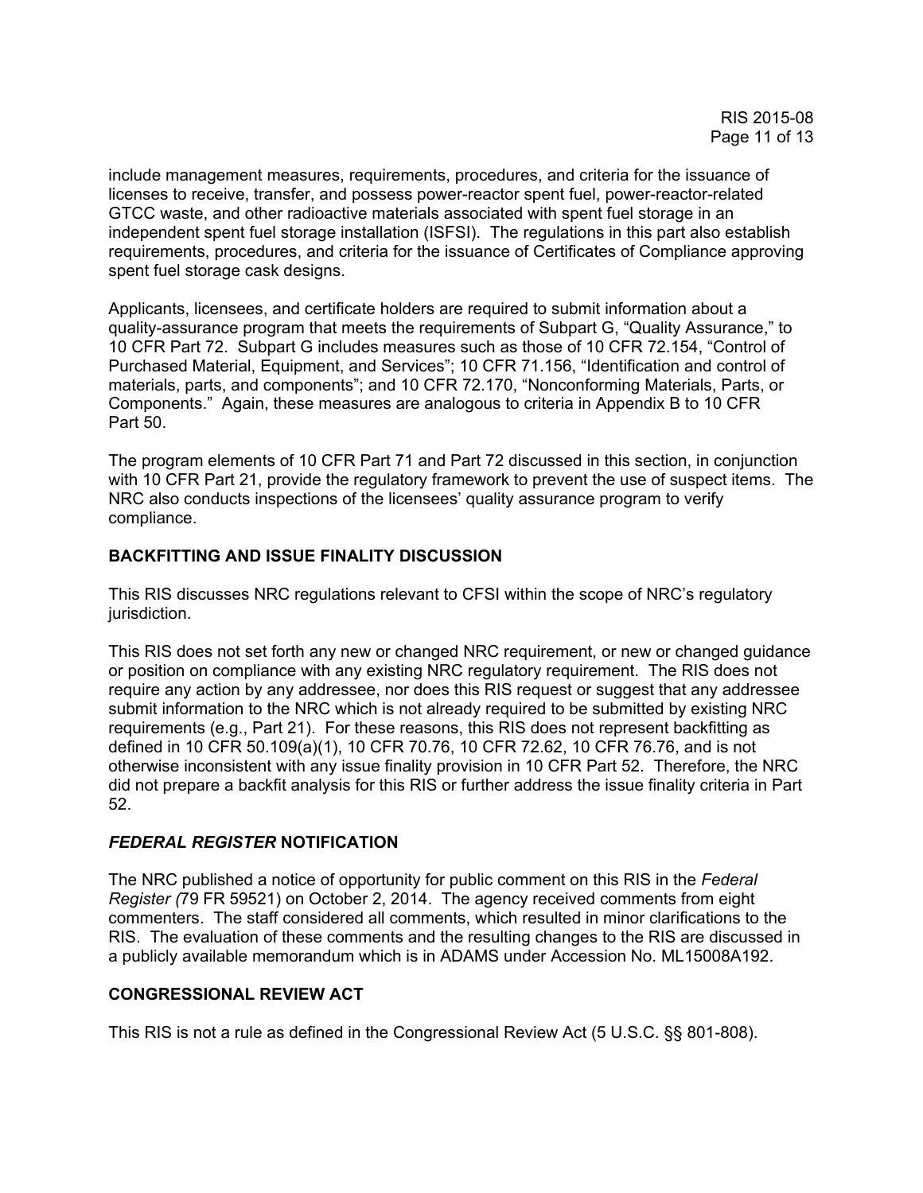include management measures, requirements, procedures, and criteria for the issuance of licenses to receive, transfer, and possess power-reactor spent fuel, power-reactor-related GTCC waste, and other radioactive materials associated with spent fuel storage in an independent spent fuel storage installation (ISFSI). The regulations in this part also establish requirements, procedures, and criteria for the issuance of Certificates of Compliance approving spent fuel storage cask designs.

Applicants, licensees, and certificate holders are required to submit information about a quality-assurance program that meets the requirements of Subpart G, "Quality Assurance," to 10 CFR Part 72. Subpart G includes measures such as those of 10 CFR 72.154, "Control of Purchased Material, Equipment, and Services"; 10 CFR 71.156, "Identification and control of materials, parts, and components"; and 10 CFR 72.170, "Nonconforming Materials, Parts, or Components." Again, these measures are analogous to criteria in Appendix B to 10 CFR Part 50.

The program elements of 10 CFR Part 71 and Part 72 discussed in this section, in conjunction with 10 CFR Part 21, provide the regulatory framework to prevent the use of suspect items. The NRC also conducts inspections of the licensees' quality assurance program to verify compliance.

## BACKFITTING AND ISSUE FINALITY DISCUSSION

This RIS discusses NRC regulations relevant to CFSI within the scope of NRC's regulatory jurisdiction.

This RIS does not set forth any new or changed NRC requirement, or new or changed guidance or position on compliance with any existing NRC regulatory requirement. The RIS does not require any action by any addressee, nor does this RIS request or suggest that any addressee submit information to the NRC which is not already required to be submitted by existing NRC requirements (e.g., Part 21). For these reasons, this RIS does not represent backfitting as defined in 10 CFR 50.109(a)(1), 10 CFR 70.76, 10 CFR 72.62, 10 CFR 76.76, and is not otherwise inconsistent with any issue finality provision in 10 CFR Part 52. Therefore, the NRC did not prepare a backfit analysis for this RIS or further address the issue finality criteria in Part 52.

## *FEDERAL REGISTER* NOTIFICATION

The NRC published a notice of opportunity for public comment on this RIS in the *Federal Register (*79 FR 59521) on October 2, 2014. The agency received comments from eight commenters. The staff considered all comments, which resulted in minor clarifications to the RIS. The evaluation of these comments and the resulting changes to the RIS are discussed in a publicly available memorandum which is in ADAMS under Accession No. ML15008A192.

## CONGRESSIONAL REVIEW ACT

This RIS is not a rule as defined in the Congressional Review Act (5 U.S.C. §§ 801-808).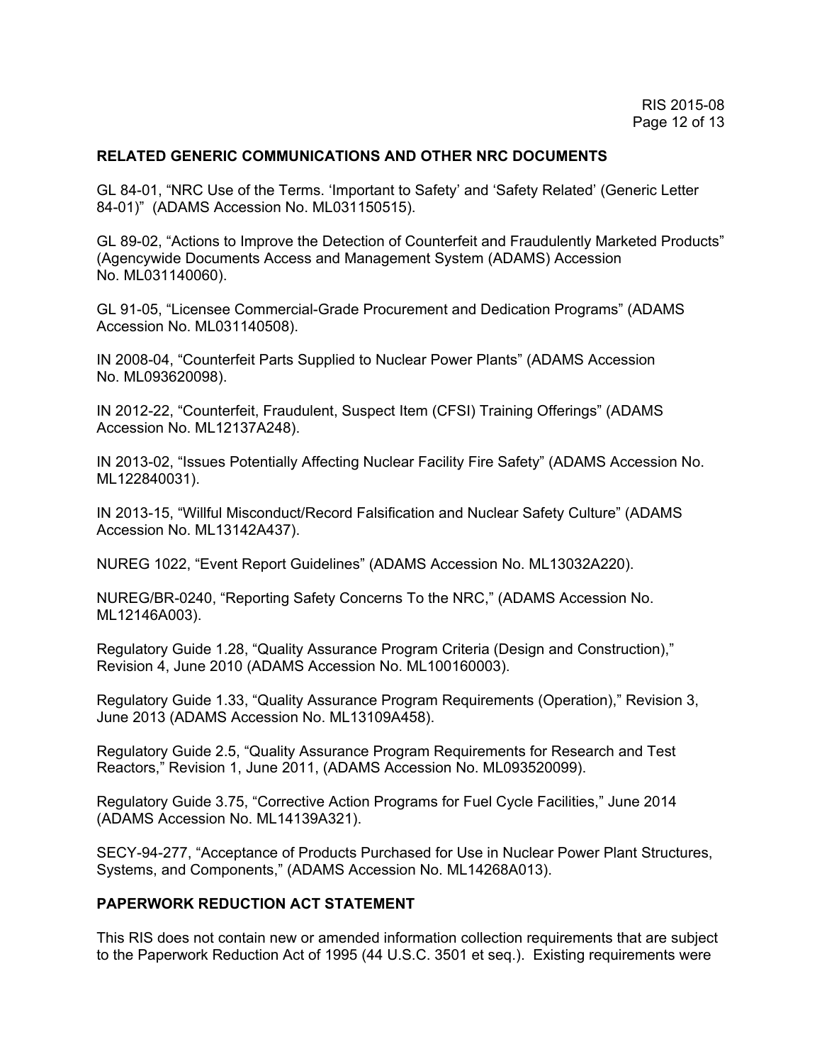## RELATED GENERIC COMMUNICATIONS AND OTHER NRC DOCUMENTS

GL 84-01, "NRC Use of the Terms. 'Important to Safety' and 'Safety Related' (Generic Letter 84-01)" (ADAMS Accession No. ML031150515).

GL 89-02, "Actions to Improve the Detection of Counterfeit and Fraudulently Marketed Products" (Agencywide Documents Access and Management System (ADAMS) Accession No. ML031140060).

GL 91-05, "Licensee Commercial-Grade Procurement and Dedication Programs" (ADAMS Accession No. ML031140508).

IN 2008-04, "Counterfeit Parts Supplied to Nuclear Power Plants" (ADAMS Accession No. ML093620098).

IN 2012-22, "Counterfeit, Fraudulent, Suspect Item (CFSI) Training Offerings" (ADAMS Accession No. ML12137A248).

IN 2013-02, "Issues Potentially Affecting Nuclear Facility Fire Safety" (ADAMS Accession No. ML122840031).

IN 2013-15, "Willful Misconduct/Record Falsification and Nuclear Safety Culture" (ADAMS Accession No. ML13142A437).

NUREG 1022, "Event Report Guidelines" (ADAMS Accession No. ML13032A220).

NUREG/BR-0240, "Reporting Safety Concerns To the NRC," (ADAMS Accession No. ML12146A003).

Regulatory Guide 1.28, "Quality Assurance Program Criteria (Design and Construction)," Revision 4, June 2010 (ADAMS Accession No. ML100160003).

Regulatory Guide 1.33, "Quality Assurance Program Requirements (Operation)," Revision 3, June 2013 (ADAMS Accession No. ML13109A458).

Regulatory Guide 2.5, "Quality Assurance Program Requirements for Research and Test Reactors," Revision 1, June 2011, (ADAMS Accession No. ML093520099).

Regulatory Guide 3.75, "Corrective Action Programs for Fuel Cycle Facilities," June 2014 (ADAMS Accession No. ML14139A321).

SECY-94-277, "Acceptance of Products Purchased for Use in Nuclear Power Plant Structures, Systems, and Components," (ADAMS Accession No. ML14268A013).

## PAPERWORK REDUCTION ACT STATEMENT

This RIS does not contain new or amended information collection requirements that are subject to the Paperwork Reduction Act of 1995 (44 U.S.C. 3501 et seq.). Existing requirements were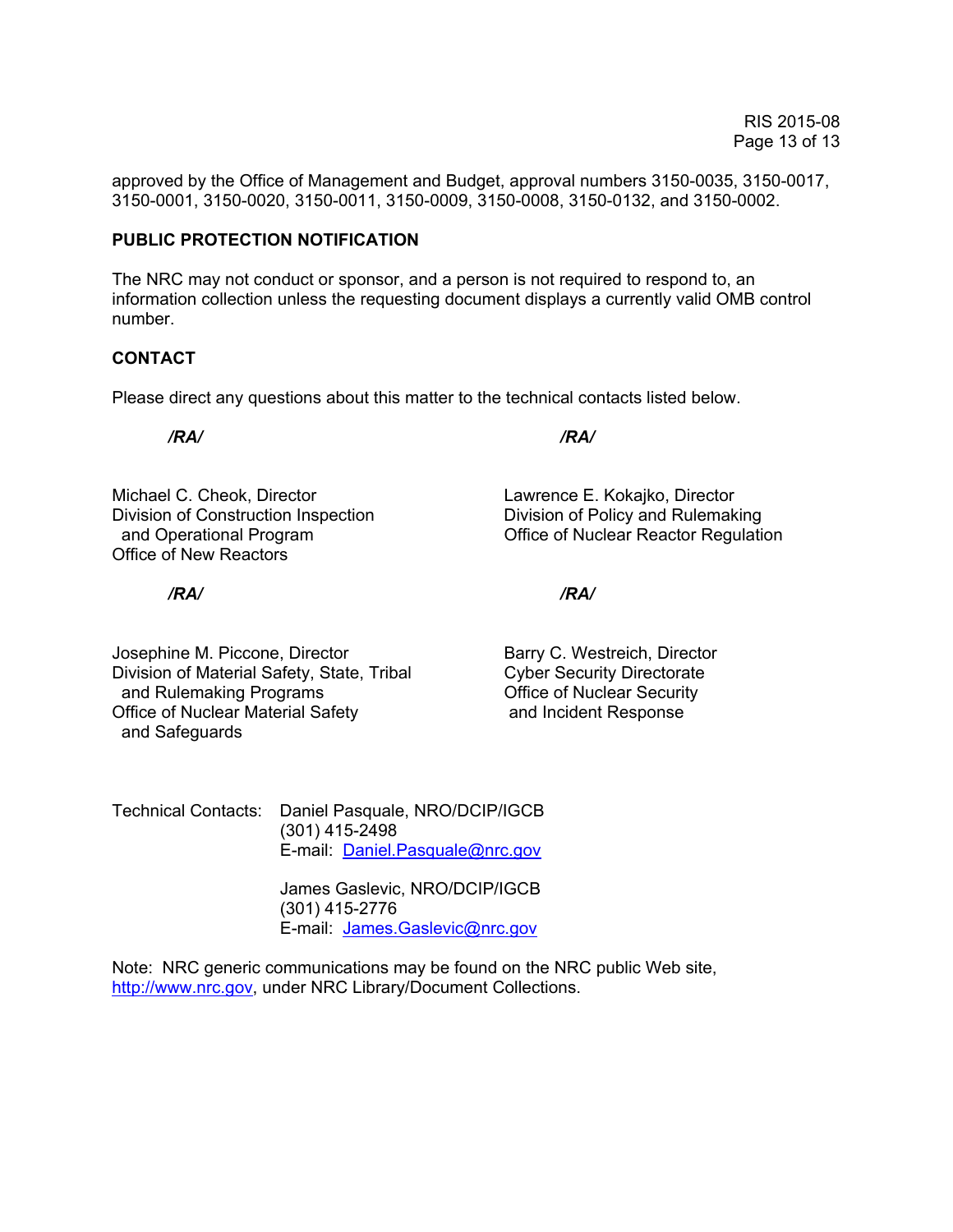approved by the Office of Management and Budget, approval numbers 3150-0035, 3150-0017, 3150-0001, 3150-0020, 3150-0011, 3150-0009, 3150-0008, 3150-0132, and 3150-0002.

**PUBLIC PROTECTION NOTIFICATION**

The NRC may not conduct or sponsor, and a person is not required to respond to, an information collection unless the requesting document displays a currently valid OMB control number.

**CONTACT**

Please direct any questions about this matter to the technical contacts listed below.

***/RA/***

Michael C. Cheok, Director
Division of Construction Inspection
and Operational Program
Office of New Reactors

***/RA/***

Lawrence E. Kokajko, Director
Division of Policy and Rulemaking
Office of Nuclear Reactor Regulation

***/RA/***

Josephine M. Piccone, Director
Division of Material Safety, State, Tribal
and Rulemaking Programs
Office of Nuclear Material Safety
and Safeguards

***/RA/***

Barry C. Westreich, Director
Cyber Security Directorate
Office of Nuclear Security
and Incident Response

Technical Contacts: Daniel Pasquale, NRO/DCIP/IGCB
(301) 415-2498
E-mail: Daniel.Pasquale@nrc.gov

James Gaslevic, NRO/DCIP/IGCB
(301) 415-2776
E-mail: James.Gaslevic@nrc.gov

Note: NRC generic communications may be found on the NRC public Web site, http://www.nrc.gov, under NRC Library/Document Collections.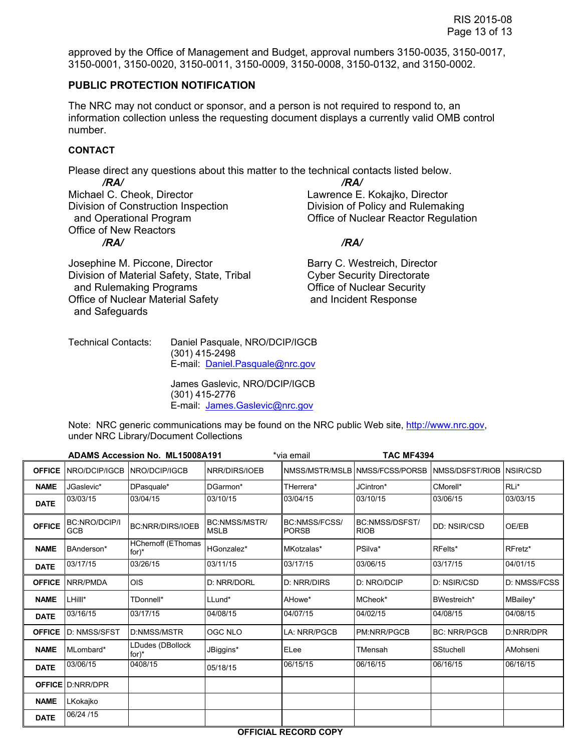approved by the Office of Management and Budget, approval numbers 3150-0035, 3150-0017, 3150-0001, 3150-0020, 3150-0011, 3150-0009, 3150-0008, 3150-0132, and 3150-0002.

## PUBLIC PROTECTION NOTIFICATION

The NRC may not conduct or sponsor, and a person is not required to respond to, an information collection unless the requesting document displays a currently valid OMB control number.

### CONTACT

Please direct any questions about this matter to the technical contacts listed below.

*/RA/*

Michael C. Cheok, Director
Division of Construction Inspection
and Operational Program
Office of New Reactors

*/RA/*

Lawrence E. Kokajko, Director
Division of Policy and Rulemaking
Office of Nuclear Reactor Regulation

*/RA/*

Josephine M. Piccone, Director
Division of Material Safety, State, Tribal
and Rulemaking Programs
Office of Nuclear Material Safety
and Safeguards

*/RA/*

Barry C. Westreich, Director
Cyber Security Directorate
Office of Nuclear Security
and Incident Response

Technical Contacts:

Daniel Pasquale, NRO/DCIP/IGCB
(301) 415-2498
E-mail: Daniel.Pasquale@nrc.gov

James Gaslevic, NRO/DCIP/IGCB
(301) 415-2776
E-mail: James.Gaslevic@nrc.gov

Note: NRC generic communications may be found on the NRC public Web site, http://www.nrc.gov, under NRC Library/Document Collections

**ADAMS Accession No. ML15008A191** *via email **TAC MF4394**

| | | | | | | | |
|---|---|---|---|---|---|---|---|
| **OFFICE** | NRO/DCIP/IGCB | NRO/DCIP/IGCB | NRR/DIRS/IOEB | NMSS/MSTR/MSLB | NMSS/FCSS/PORSB | NMSS/DSFST/RIOB | NSIR/CSD |
| **NAME** | JGaslevic* | DPasquale* | DGarmon* | THerrera* | JCintron* | CMorell* | RLi* |
| **DATE** | 03/03/15 | 03/04/15 | 03/10/15 | 03/04/15 | 03/10/15 | 03/06/15 | 03/03/15 |
| **OFFICE** | BC:NRO/DCIP/IGCB | BC:NRR/DIRS/IOEB | BC:NMSS/MSTR/MSLB | BC:NMSS/FCSS/PORSB | BC:NMSS/DSFST/RIOB | DD: NSIR/CSD | OE/EB |
| **NAME** | BAnderson* | HChernoff (EThomas for)* | HGonzalez* | MKotzalas* | PSilva* | RFelts* | RFretz* |
| **DATE** | 03/17/15 | 03/26/15 | 03/11/15 | 03/17/15 | 03/06/15 | 03/17/15 | 04/01/15 |
| **OFFICE** | NRR/PMDA | OIS | D: NRR/DORL | D: NRR/DIRS | D: NRO/DCIP | D: NSIR/CSD | D: NMSS/FCSS |
| **NAME** | LHilll* | TDonnell* | LLund* | AHowe* | MCheok* | BWestreich* | MBailey* |
| **DATE** | 03/16/15 | 03/17/15 | 04/08/15 | 04/07/15 | 04/02/15 | 04/08/15 | 04/08/15 |
| **OFFICE** | D: NMSS/SFST | D:NMSS/MSTR | OGC NLO | LA: NRR/PGCB | PM:NRR/PGCB | BC: NRR/PGCB | D:NRR/DPR |
| **NAME** | MLombard* | LDudes (DBollock for)* | JBiggins* | ELee | TMensah | SStuchell | AMohseni |
| **DATE** | 03/06/15 | 0408/15 | 05/18/15 | 06/15/15 | 06/16/15 | 06/16/15 | 06/16/15 |
| **OFFICE** | D:NRR/DPR | | | | | | |
| **NAME** | LKokajko | | | | | | |
| **DATE** | 06/24 /15 | | | | | | |

**OFFICIAL RECORD COPY**